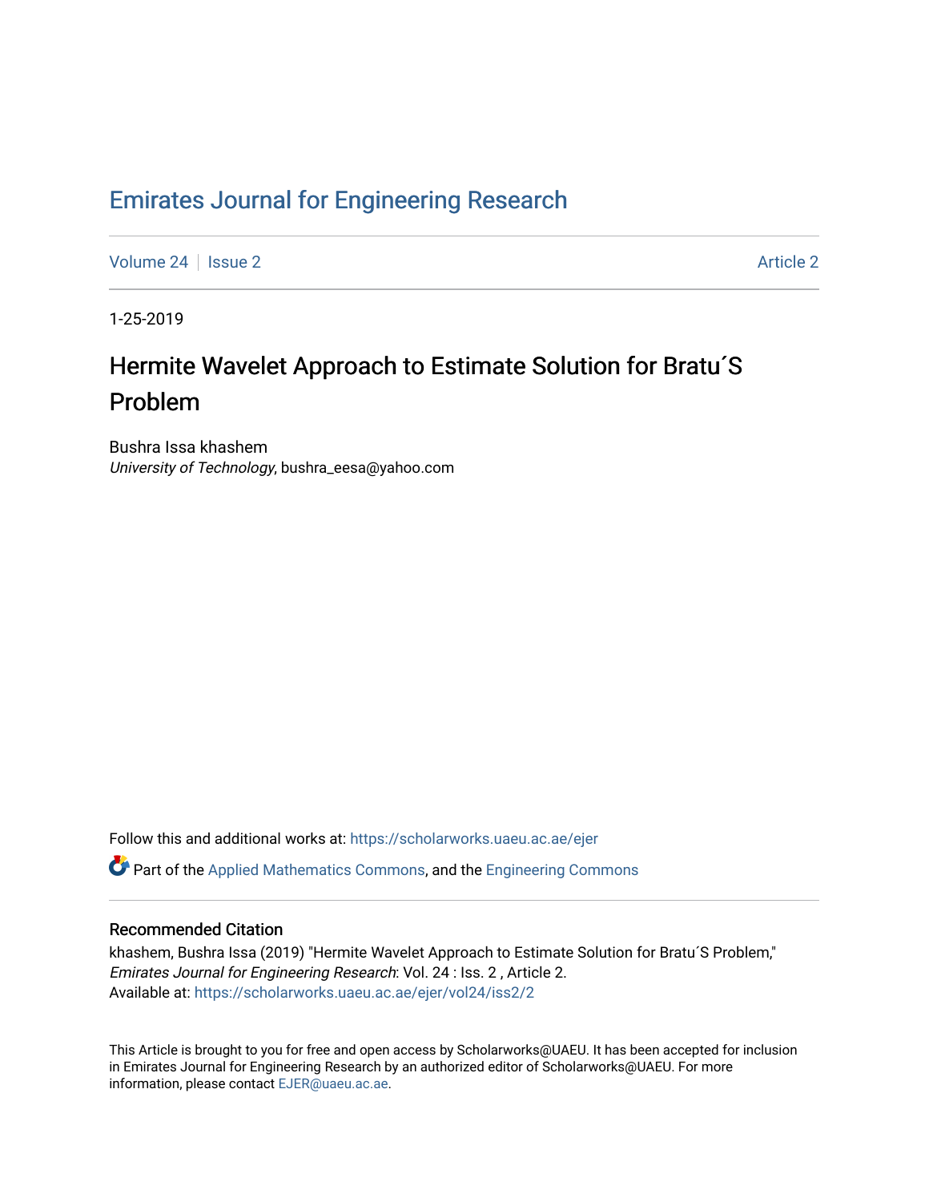# Emirates Journal for Engineering Research

Volume 24 | Issue 2 | Article 2

1-25-2019

## Hermite Wavelet Approach to Estimate Solution for Bratu´S Problem

Bushra Issa khashem
*University of Technology*, bushra_eesa@yahoo.com

Follow this and additional works at: https://scholarworks.uaeu.ac.ae/ejer

Part of the Applied Mathematics Commons, and the Engineering Commons

### Recommended Citation

khashem, Bushra Issa (2019) "Hermite Wavelet Approach to Estimate Solution for Bratu´S Problem," *Emirates Journal for Engineering Research*: Vol. 24 : Iss. 2 , Article 2.
Available at: https://scholarworks.uaeu.ac.ae/ejer/vol24/iss2/2

This Article is brought to you for free and open access by Scholarworks@UAEU. It has been accepted for inclusion in Emirates Journal for Engineering Research by an authorized editor of Scholarworks@UAEU. For more information, please contact EJER@uaeu.ac.ae.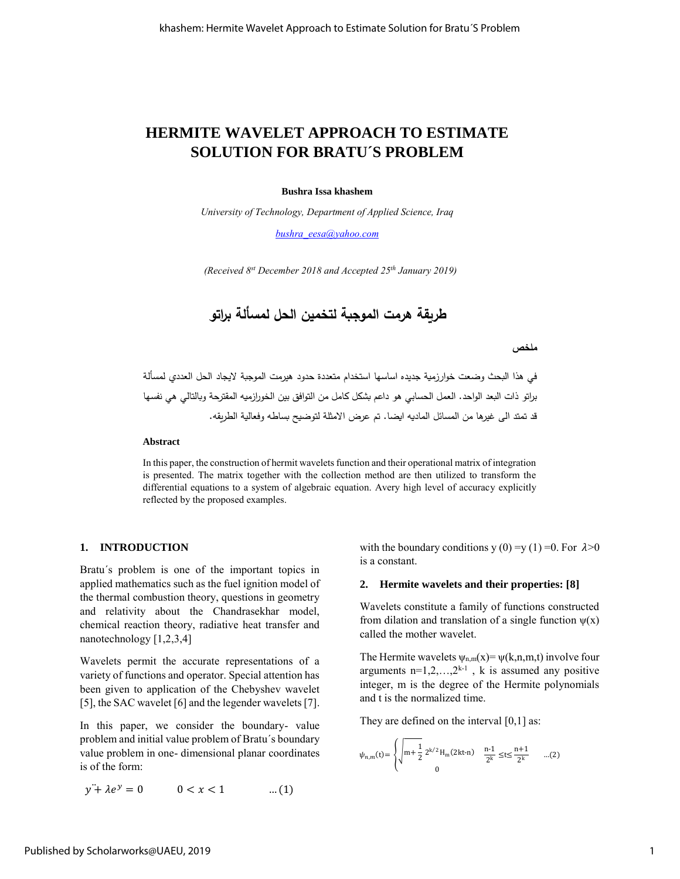# HERMITE WAVELET APPROACH TO ESTIMATE SOLUTION FOR BRATU´S PROBLEM

**Bushra Issa khashem**

*University of Technology, Department of Applied Science, Iraq*

*bushra_eesa@yahoo.com*

*(Received 8st December 2018 and Accepted 25th January 2019)*

## طريقة هرمت الموجبة لتخمين الحل لمسألة براتو

**ملخص**

في هذا البحث وضعت خوارزمية جديده اساسها استخدام متعددة حدود هيرمت الموجبة لايجاد الحل العددي لمسألة براتو ذات البعد الواحد. العمل الحسابي هو داعم بشكل كامل من التوافق بين الخوارزميه المقترحة وبالتالي هي نفسها قد تمتد الى غيرها من المسائل الماديه ايضا. تم عرض الامثلة لتوضيح بساطه وفعالية الطريقه.

**Abstract**

In this paper, the construction of hermit wavelets function and their operational matrix of integration is presented. The matrix together with the collection method are then utilized to transform the differential equations to a system of algebraic equation. Avery high level of accuracy explicitly reflected by the proposed examples.

## 1. INTRODUCTION

Bratu´s problem is one of the important topics in applied mathematics such as the fuel ignition model of the thermal combustion theory, questions in geometry and relativity about the Chandrasekhar model, chemical reaction theory, radiative heat transfer and nanotechnology [1,2,3,4]

Wavelets permit the accurate representations of a variety of functions and operator. Special attention has been given to application of the Chebyshev wavelet [5], the SAC wavelet [6] and the legender wavelets [7].

In this paper, we consider the boundary- value problem and initial value problem of Bratu´s boundary value problem in one- dimensional planar coordinates is of the form:

$$\ddot{y} + \lambda e^{y} = 0 \qquad 0 < x < 1 \qquad \ldots(1)$$

with the boundary conditions y (0) =y (1) =0. For $\lambda>0$ is a constant.

## 2. Hermite wavelets and their properties: [8]

Wavelets constitute a family of functions constructed from dilation and translation of a single function $\psi(x)$ called the mother wavelet.

The Hermite wavelets $\psi_{n,m}(x)= \psi(k,n,m,t)$ involve four arguments $n=1,2,\ldots,2^{k-1}$ , k is assumed any positive integer, m is the degree of the Hermite polynomials and t is the normalized time.

They are defined on the interval [0,1] as:

$$\psi_{n,m}(t)=\begin{cases}\sqrt{m+\frac{1}{2}}\;2^{k/2}H_m(2kt-n) & \frac{n-1}{2^k}\le t\le\frac{n+1}{2^k}\\ 0 & \end{cases} \qquad \ldots(2)$$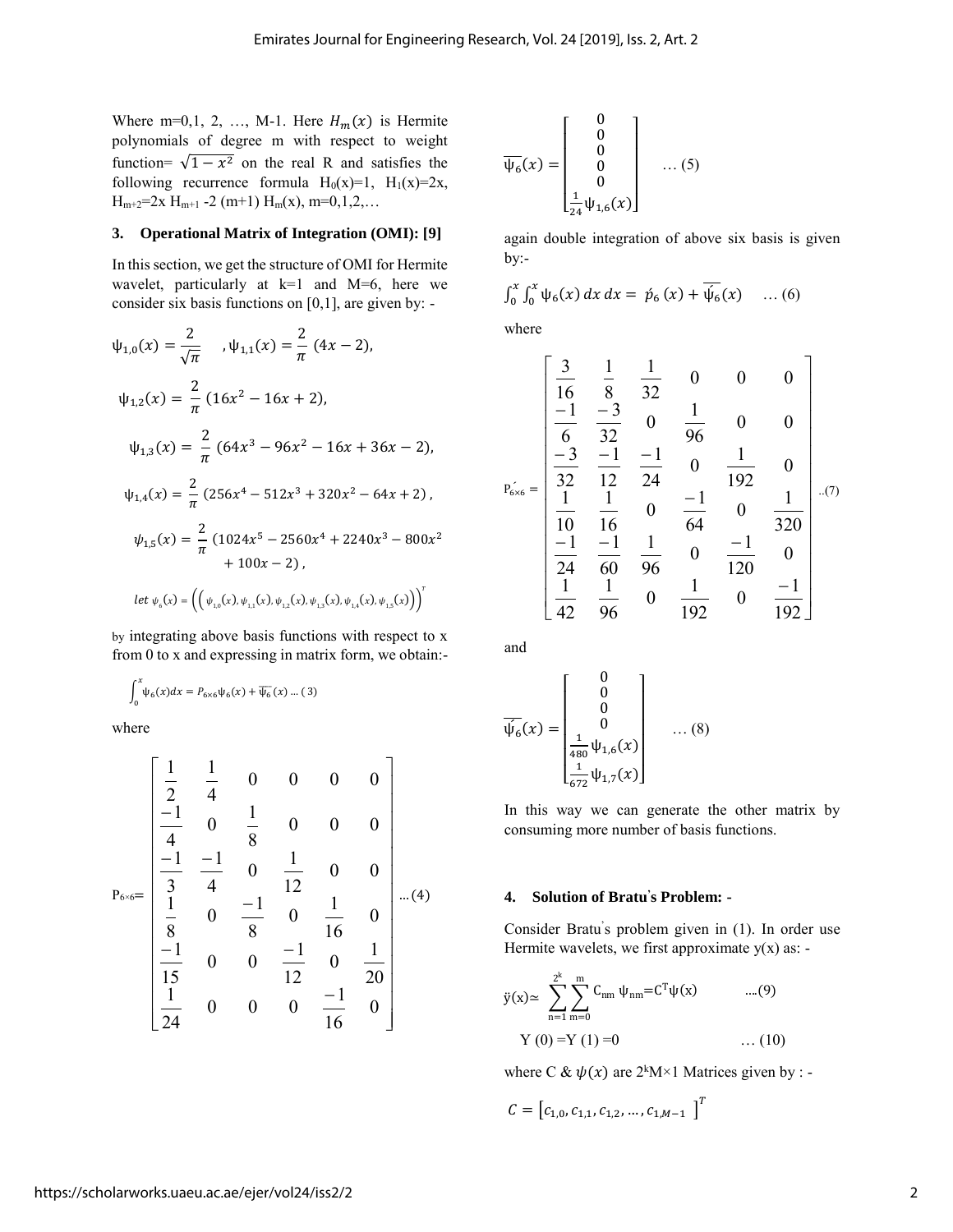Where m=0,1, 2, …, M-1. Here $H_m(x)$ is Hermite polynomials of degree m with respect to weight function= $\sqrt{1-x^2}$ on the real R and satisfies the following recurrence formula $H_0(x)=1$, $H_1(x)=2x$, $H_{m+2}=2x\,H_{m+1} - 2\,(m+1)\,H_m(x)$, m=0,1,2,…

### 3. Operational Matrix of Integration (OMI): [9]

In this section, we get the structure of OMI for Hermite wavelet, particularly at k=1 and M=6, here we consider six basis functions on [0,1], are given by: -

$$\psi_{1,0}(x) = \frac{2}{\sqrt{\pi}} \quad , \psi_{1,1}(x) = \frac{2}{\pi}\,(4x-2),$$

$$\psi_{1,2}(x) = \frac{2}{\pi}\,(16x^2 - 16x + 2),$$

$$\psi_{1,3}(x) = \frac{2}{\pi}\,(64x^3 - 96x^2 - 16x + 36x - 2),$$

$$\psi_{1,4}(x) = \frac{2}{\pi}\,(256x^4 - 512x^3 + 320x^2 - 64x + 2)\,,$$

$$\psi_{1,5}(x) = \frac{2}{\pi}\,(1024x^5 - 2560x^4 + 2240x^3 - 800x^2 + 100x - 2)\,,$$

$$let\ \psi_6(x) = \left(\left(\psi_{1,0}(x), \psi_{1,1}(x), \psi_{1,2}(x), \psi_{1,3}(x), \psi_{1,4}(x), \psi_{1,5}(x)\right)\right)^T$$

by integrating above basis functions with respect to x from 0 to x and expressing in matrix form, we obtain:-

$$\int_0^x \psi_6(x)dx = P_{6\times6}\psi_6(x) + \overline{\psi_6}(x) \quad \dots (3)$$

where

$$P_{6\times6} = \begin{bmatrix} \frac{1}{2} & \frac{1}{4} & 0 & 0 & 0 & 0 \\ \frac{-1}{4} & 0 & \frac{1}{8} & 0 & 0 & 0 \\ \frac{-1}{3} & \frac{-1}{4} & 0 & \frac{1}{12} & 0 & 0 \\ \frac{1}{8} & 0 & \frac{-1}{8} & 0 & \frac{1}{16} & 0 \\ \frac{-1}{15} & 0 & 0 & \frac{-1}{12} & 0 & \frac{1}{20} \\ \frac{1}{24} & 0 & 0 & 0 & \frac{-1}{16} & 0 \end{bmatrix} \quad \dots (4)$$

$$\overline{\psi_6}(x) = \begin{bmatrix} 0 \\ 0 \\ 0 \\ 0 \\ 0 \\ \frac{1}{24}\psi_{1,6}(x) \end{bmatrix} \quad \dots (5)$$

again double integration of above six basis is given by:-

$$\int_0^x \int_0^x \psi_6(x)\,dx\,dx = \acute{p}_6\,(x) + \overline{\acute{\psi}_6}(x) \quad \dots (6)$$

where

$$P'_{6\times6} = \begin{bmatrix} \frac{3}{16} & \frac{1}{8} & \frac{1}{32} & 0 & 0 & 0 \\ \frac{-1}{6} & \frac{-3}{32} & 0 & \frac{1}{96} & 0 & 0 \\ \frac{-3}{32} & \frac{-1}{12} & \frac{-1}{24} & 0 & \frac{1}{192} & 0 \\ \frac{1}{10} & \frac{1}{16} & 0 & \frac{-1}{64} & 0 & \frac{1}{320} \\ \frac{-1}{24} & \frac{-1}{60} & \frac{1}{96} & 0 & \frac{-1}{120} & 0 \\ \frac{1}{42} & \frac{1}{96} & 0 & \frac{1}{192} & 0 & \frac{-1}{192} \end{bmatrix} \quad ..(7)$$

and

$$\overline{\acute{\psi}_6}(x) = \begin{bmatrix} 0 \\ 0 \\ 0 \\ 0 \\ \frac{1}{480}\psi_{1,6}(x) \\ \frac{1}{672}\psi_{1,7}(x) \end{bmatrix} \quad \dots (8)$$

In this way we can generate the other matrix by consuming more number of basis functions.

### 4. Solution of Bratu's Problem: -

Consider Bratu's problem given in (1). In order use Hermite wavelets, we first approximate y(x) as: -

$$\ddot{y}(x) \simeq \sum_{n=1}^{2^k} \sum_{m=0}^{m} C_{nm}\,\psi_{nm} = C^T\psi(x) \quad \dots(9)$$

$$Y(0) = Y(1) = 0 \quad \dots (10)$$

where C & $\psi(x)$ are $2^k M\times1$ Matrices given by : -

$$C = \left[c_{1,0}, c_{1,1}, c_{1,2}, \dots, c_{1,M-1}\right]^T$$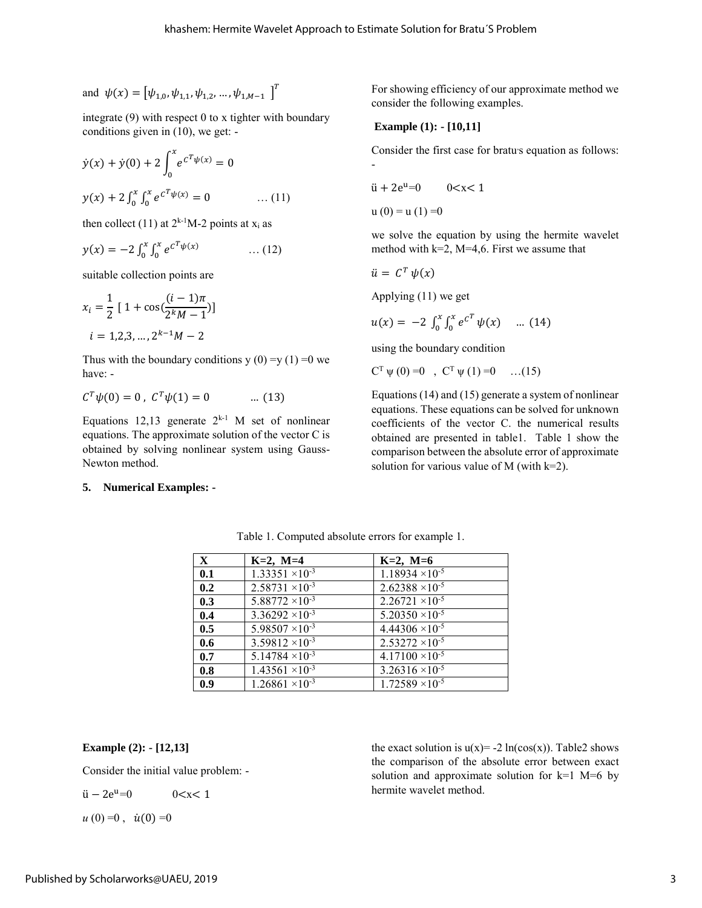and $\psi(x) = \left[\psi_{1,0}, \psi_{1,1}, \psi_{1,2}, \dots, \psi_{1,M-1}\right]^T$

integrate (9) with respect 0 to x tighter with boundary conditions given in (10), we get: -

$$\dot{y}(x) + \dot{y}(0) + 2\int_0^x e^{C^T\psi(x)} = 0$$

$$y(x) + 2\int_0^x \int_0^x e^{C^T\psi(x)} = 0 \qquad \dots (11)$$

then collect (11) at $2^{k-1}M-2$ points at $x_i$ as

$$y(x) = -2\int_0^x \int_0^x e^{C^T\psi(x)} \qquad \dots (12)$$

suitable collection points are

$$x_i = \frac{1}{2}\left[1 + \cos\left(\frac{(i-1)\pi}{2^k M - 1}\right)\right]$$

$$i = 1,2,3, \dots, 2^{k-1}M - 2$$

Thus with the boundary conditions y (0) =y (1) =0 we have: -

$$C^T\psi(0) = 0\,,\ C^T\psi(1) = 0 \qquad \dots (13)$$

Equations 12,13 generate $2^{k-1}$ M set of nonlinear equations. The approximate solution of the vector C is obtained by solving nonlinear system using Gauss-Newton method.

## 5. Numerical Examples: -

For showing efficiency of our approximate method we consider the following examples.

**Example (1): - [10,11]**

Consider the first case for bratu's equation as follows: -

$$\ddot{u} + 2e^{u} = 0 \qquad 0 < x < 1$$

$$u(0) = u(1) = 0$$

we solve the equation by using the hermite wavelet method with k=2, M=4,6. First we assume that

$$\ddot{u} = C^T\psi(x)$$

Applying (11) we get

$$u(x) = -2\int_0^x \int_0^x e^{C^T}\psi(x) \qquad \dots (14)$$

using the boundary condition

$$C^T\psi(0) = 0\ ,\ \ C^T\psi(1) = 0 \qquad \dots (15)$$

Equations (14) and (15) generate a system of nonlinear equations. These equations can be solved for unknown coefficients of the vector C. the numerical results obtained are presented in table1. Table 1 show the comparison between the absolute error of approximate solution for various value of M (with k=2).

Table 1. Computed absolute errors for example 1.

| X | K=2, M=4 | K=2, M=6 |
|---|---|---|
| 0.1 | $1.33351 \times 10^{-3}$ | $1.18934 \times 10^{-5}$ |
| 0.2 | $2.58731 \times 10^{-3}$ | $2.62388 \times 10^{-5}$ |
| 0.3 | $5.88772 \times 10^{-3}$ | $2.26721 \times 10^{-5}$ |
| 0.4 | $3.36292 \times 10^{-3}$ | $5.20350 \times 10^{-5}$ |
| 0.5 | $5.98507 \times 10^{-3}$ | $4.44306 \times 10^{-5}$ |
| 0.6 | $3.59812 \times 10^{-3}$ | $2.53272 \times 10^{-5}$ |
| 0.7 | $5.14784 \times 10^{-3}$ | $4.17100 \times 10^{-5}$ |
| 0.8 | $1.43561 \times 10^{-3}$ | $3.26316 \times 10^{-5}$ |
| 0.9 | $1.26861 \times 10^{-3}$ | $1.72589 \times 10^{-5}$ |

**Example (2): - [12,13]**

Consider the initial value problem: -

$$\ddot{u} - 2e^{u} = 0 \qquad 0 < x < 1$$

$$u(0) = 0\,,\ \ \dot{u}(0) = 0$$

the exact solution is $u(x) = -2\ln(\cos(x))$. Table2 shows the comparison of the absolute error between exact solution and approximate solution for k=1 M=6 by hermite wavelet method.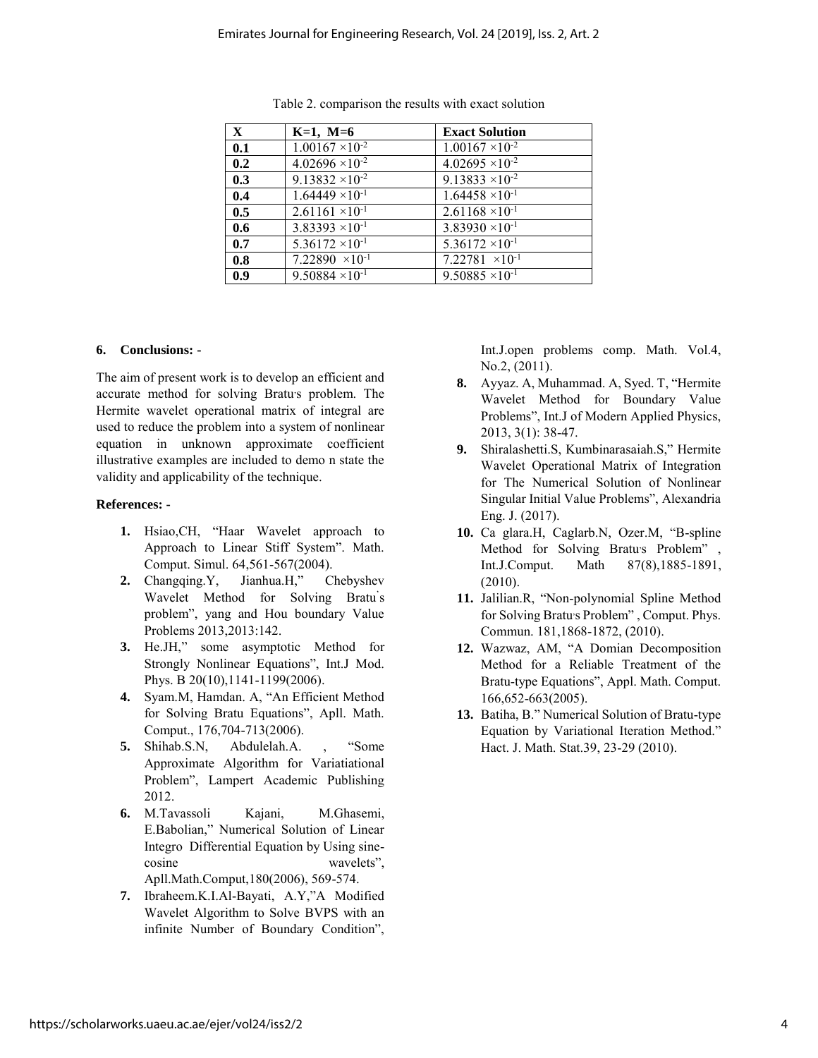Table 2. comparison the results with exact solution

| X | K=1, M=6 | Exact Solution |
|---|---|---|
| **0.1** | $1.00167 \times 10^{-2}$ | $1.00167 \times 10^{-2}$ |
| **0.2** | $4.02696 \times 10^{-2}$ | $4.02695 \times 10^{-2}$ |
| **0.3** | $9.13832 \times 10^{-2}$ | $9.13833 \times 10^{-2}$ |
| **0.4** | $1.64449 \times 10^{-1}$ | $1.64458 \times 10^{-1}$ |
| **0.5** | $2.61161 \times 10^{-1}$ | $2.61168 \times 10^{-1}$ |
| **0.6** | $3.83393 \times 10^{-1}$ | $3.83930 \times 10^{-1}$ |
| **0.7** | $5.36172 \times 10^{-1}$ | $5.36172 \times 10^{-1}$ |
| **0.8** | $7.22890 \times 10^{-1}$ | $7.22781 \times 10^{-1}$ |
| **0.9** | $9.50884 \times 10^{-1}$ | $9.50885 \times 10^{-1}$ |

## 6. Conclusions: -

The aim of present work is to develop an efficient and accurate method for solving Bratu's problem. The Hermite wavelet operational matrix of integral are used to reduce the problem into a system of nonlinear equation in unknown approximate coefficient illustrative examples are included to demo n state the validity and applicability of the technique.

## References: -

1. Hsiao,CH, "Haar Wavelet approach to Approach to Linear Stiff System". Math. Comput. Simul. 64,561-567(2004).
2. Changqing.Y, Jianhua.H," Chebyshev Wavelet Method for Solving Bratu`s problem", yang and Hou boundary Value Problems 2013,2013:142.
3. He.JH," some asymptotic Method for Strongly Nonlinear Equations", Int.J Mod. Phys. B 20(10),1141-1199(2006).
4. Syam.M, Hamdan. A, "An Efficient Method for Solving Bratu Equations", Apll. Math. Comput., 176,704-713(2006).
5. Shihab.S.N, Abdulelah.A. , "Some Approximate Algorithm for Variatiational Problem", Lampert Academic Publishing 2012.
6. M.Tavassoli Kajani, M.Ghasemi, E.Babolian," Numerical Solution of Linear Integro Differential Equation by Using sine-cosine wavelets", Apll.Math.Comput,180(2006), 569-574.
7. Ibraheem.K.I.Al-Bayati, A.Y,"A Modified Wavelet Algorithm to Solve BVPS with an infinite Number of Boundary Condition", Int.J.open problems comp. Math. Vol.4, No.2, (2011).
8. Ayyaz. A, Muhammad. A, Syed. T, "Hermite Wavelet Method for Boundary Value Problems", Int.J of Modern Applied Physics, 2013, 3(1): 38-47.
9. Shiralashetti.S, Kumbinarasaiah.S," Hermite Wavelet Operational Matrix of Integration for The Numerical Solution of Nonlinear Singular Initial Value Problems", Alexandria Eng. J. (2017).
10. Ca glara.H, Caglarb.N, Ozer.M, "B-spline Method for Solving Bratu's Problem" , Int.J.Comput. Math 87(8),1885-1891, (2010).
11. Jalilian.R, "Non-polynomial Spline Method for Solving Bratu's Problem" , Comput. Phys. Commun. 181,1868-1872, (2010).
12. Wazwaz, AM, "A Domian Decomposition Method for a Reliable Treatment of the Bratu-type Equations", Appl. Math. Comput. 166,652-663(2005).
13. Batiha, B." Numerical Solution of Bratu-type Equation by Variational Iteration Method." Hact. J. Math. Stat.39, 23-29 (2010).